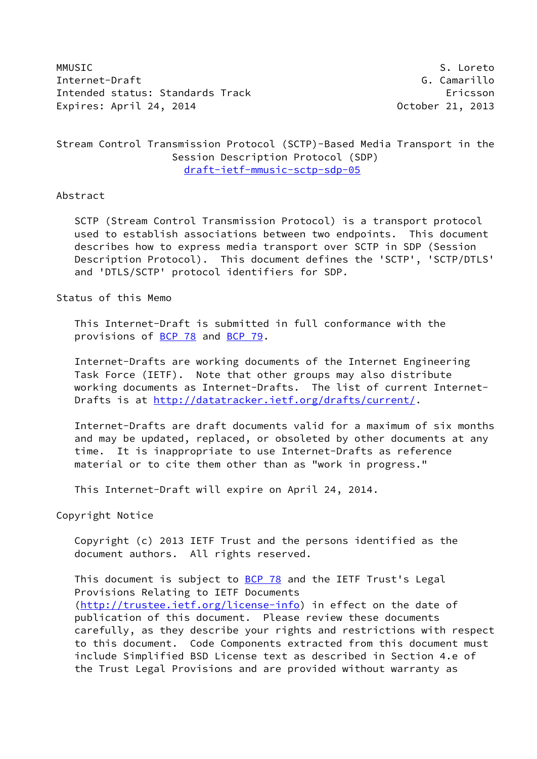MMUSIC S. Loreto
Internet-Draft G. Camarillo
Intended status: Standards Track Ericsson
Expires: April 24, 2014 October 21, 2013

# Stream Control Transmission Protocol (SCTP)-Based Media Transport in the Session Description Protocol (SDP)

draft-ietf-mmusic-sctp-sdp-05

## Abstract

SCTP (Stream Control Transmission Protocol) is a transport protocol used to establish associations between two endpoints. This document describes how to express media transport over SCTP in SDP (Session Description Protocol). This document defines the 'SCTP', 'SCTP/DTLS' and 'DTLS/SCTP' protocol identifiers for SDP.

## Status of this Memo

This Internet-Draft is submitted in full conformance with the provisions of BCP 78 and BCP 79.

Internet-Drafts are working documents of the Internet Engineering Task Force (IETF). Note that other groups may also distribute working documents as Internet-Drafts. The list of current Internet-Drafts is at http://datatracker.ietf.org/drafts/current/.

Internet-Drafts are draft documents valid for a maximum of six months and may be updated, replaced, or obsoleted by other documents at any time. It is inappropriate to use Internet-Drafts as reference material or to cite them other than as "work in progress."

This Internet-Draft will expire on April 24, 2014.

## Copyright Notice

Copyright (c) 2013 IETF Trust and the persons identified as the document authors. All rights reserved.

This document is subject to BCP 78 and the IETF Trust's Legal Provisions Relating to IETF Documents (http://trustee.ietf.org/license-info) in effect on the date of publication of this document. Please review these documents carefully, as they describe your rights and restrictions with respect to this document. Code Components extracted from this document must include Simplified BSD License text as described in Section 4.e of the Trust Legal Provisions and are provided without warranty as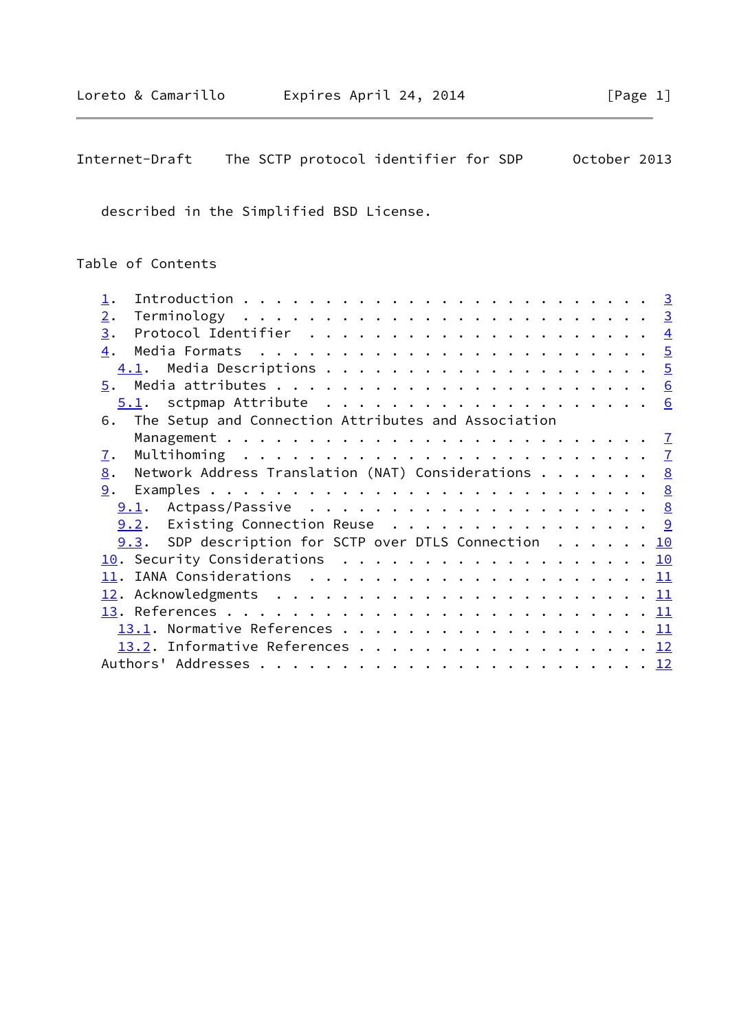described in the Simplified BSD License.

Table of Contents

```
   1.  Introduction . . . . . . . . . . . . . . . . . . . . . . . .   3
   2.  Terminology  . . . . . . . . . . . . . . . . . . . . . . . .   3
   3.  Protocol Identifier  . . . . . . . . . . . . . . . . . . . .   4
   4.  Media Formats  . . . . . . . . . . . . . . . . . . . . . . .   5
     4.1.  Media Descriptions . . . . . . . . . . . . . . . . . . .   5
   5.  Media attributes . . . . . . . . . . . . . . . . . . . . . .   6
     5.1.  sctpmap Attribute  . . . . . . . . . . . . . . . . . . .   6
   6.  The Setup and Connection Attributes and Association
       Management . . . . . . . . . . . . . . . . . . . . . . . . .   7
   7.  Multihoming  . . . . . . . . . . . . . . . . . . . . . . . .   7
   8.  Network Address Translation (NAT) Considerations . . . . . .   8
   9.  Examples . . . . . . . . . . . . . . . . . . . . . . . . . .   8
     9.1.  Actpass/Passive  . . . . . . . . . . . . . . . . . . . .   8
     9.2.  Existing Connection Reuse  . . . . . . . . . . . . . . .   9
     9.3.  SDP description for SCTP over DTLS Connection  . . . . .  10
   10. Security Considerations  . . . . . . . . . . . . . . . . . .  10
   11. IANA Considerations  . . . . . . . . . . . . . . . . . . . .  11
   12. Acknowledgments  . . . . . . . . . . . . . . . . . . . . . .  11
   13. References . . . . . . . . . . . . . . . . . . . . . . . . .  11
     13.1. Normative References . . . . . . . . . . . . . . . . . .  11
     13.2. Informative References . . . . . . . . . . . . . . . . .  12
   Authors' Addresses . . . . . . . . . . . . . . . . . . . . . . .  12
```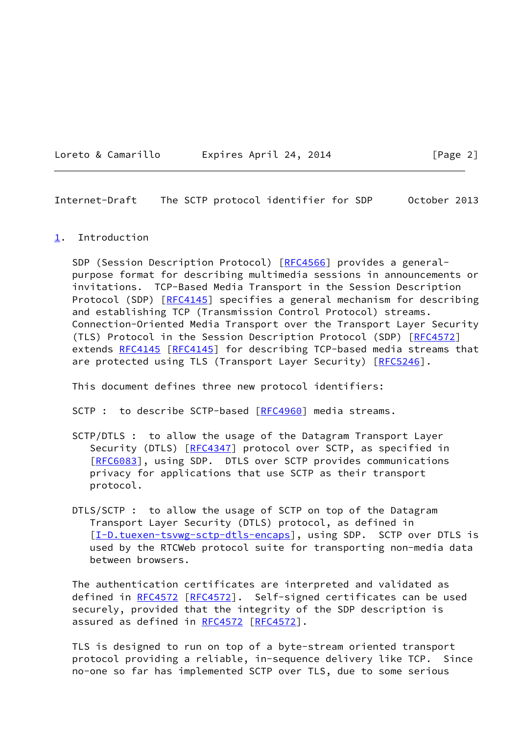# 1. Introduction

SDP (Session Description Protocol) [RFC4566] provides a general-purpose format for describing multimedia sessions in announcements or invitations. TCP-Based Media Transport in the Session Description Protocol (SDP) [RFC4145] specifies a general mechanism for describing and establishing TCP (Transmission Control Protocol) streams. Connection-Oriented Media Transport over the Transport Layer Security (TLS) Protocol in the Session Description Protocol (SDP) [RFC4572] extends RFC4145 [RFC4145] for describing TCP-based media streams that are protected using TLS (Transport Layer Security) [RFC5246].

This document defines three new protocol identifiers:

SCTP : to describe SCTP-based [RFC4960] media streams.

SCTP/DTLS : to allow the usage of the Datagram Transport Layer Security (DTLS) [RFC4347] protocol over SCTP, as specified in [RFC6083], using SDP. DTLS over SCTP provides communications privacy for applications that use SCTP as their transport protocol.

DTLS/SCTP : to allow the usage of SCTP on top of the Datagram Transport Layer Security (DTLS) protocol, as defined in [I-D.tuexen-tsvwg-sctp-dtls-encaps], using SDP. SCTP over DTLS is used by the RTCWeb protocol suite for transporting non-media data between browsers.

The authentication certificates are interpreted and validated as defined in RFC4572 [RFC4572]. Self-signed certificates can be used securely, provided that the integrity of the SDP description is assured as defined in RFC4572 [RFC4572].

TLS is designed to run on top of a byte-stream oriented transport protocol providing a reliable, in-sequence delivery like TCP. Since no-one so far has implemented SCTP over TLS, due to some serious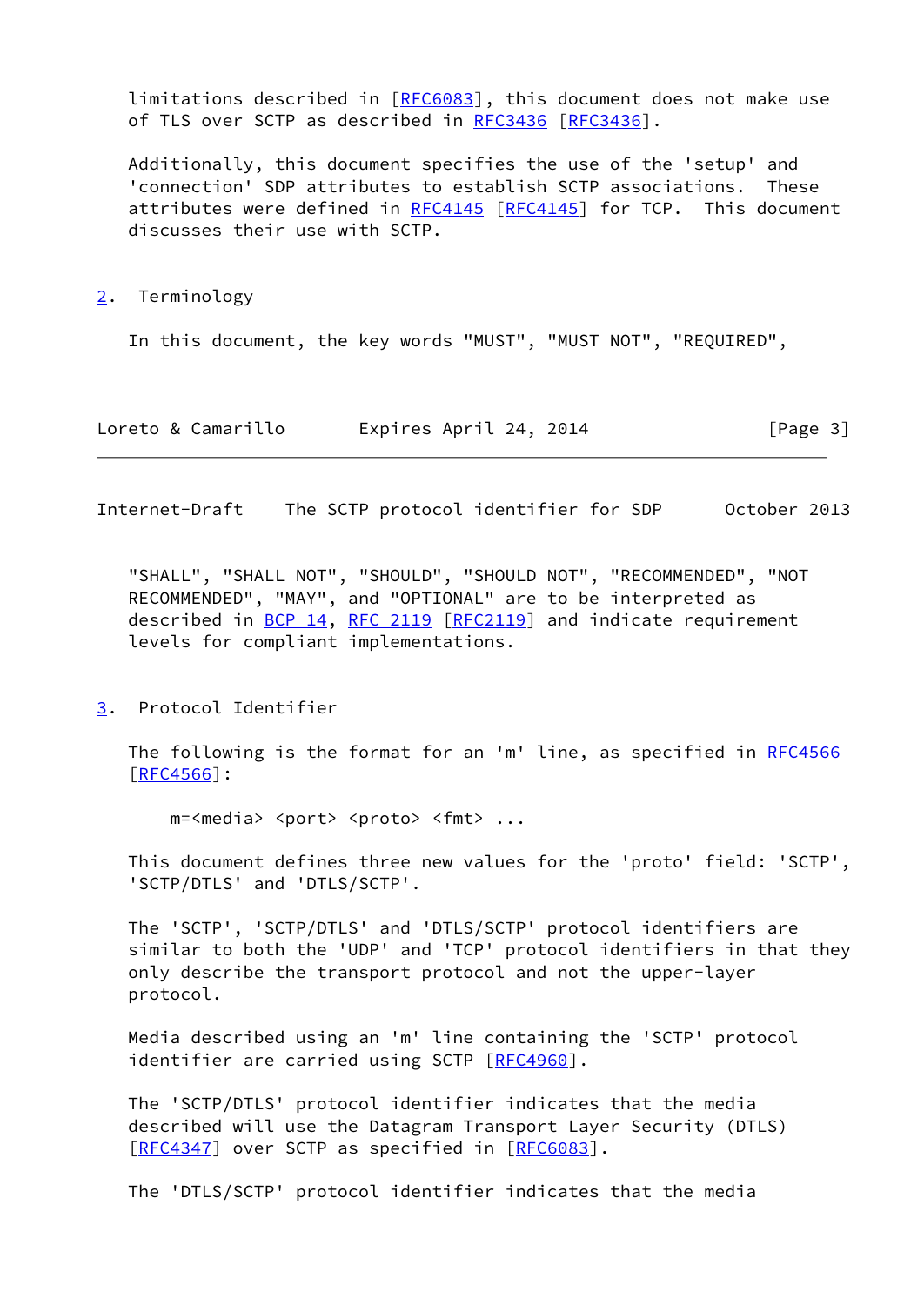limitations described in [RFC6083], this document does not make use of TLS over SCTP as described in RFC3436 [RFC3436].

Additionally, this document specifies the use of the 'setup' and 'connection' SDP attributes to establish SCTP associations. These attributes were defined in RFC4145 [RFC4145] for TCP. This document discusses their use with SCTP.

## 2. Terminology

In this document, the key words "MUST", "MUST NOT", "REQUIRED", "SHALL", "SHALL NOT", "SHOULD", "SHOULD NOT", "RECOMMENDED", "NOT RECOMMENDED", "MAY", and "OPTIONAL" are to be interpreted as described in BCP 14, RFC 2119 [RFC2119] and indicate requirement levels for compliant implementations.

## 3. Protocol Identifier

The following is the format for an 'm' line, as specified in RFC4566 [RFC4566]:

```
m=<media> <port> <proto> <fmt> ...
```

This document defines three new values for the 'proto' field: 'SCTP', 'SCTP/DTLS' and 'DTLS/SCTP'.

The 'SCTP', 'SCTP/DTLS' and 'DTLS/SCTP' protocol identifiers are similar to both the 'UDP' and 'TCP' protocol identifiers in that they only describe the transport protocol and not the upper-layer protocol.

Media described using an 'm' line containing the 'SCTP' protocol identifier are carried using SCTP [RFC4960].

The 'SCTP/DTLS' protocol identifier indicates that the media described will use the Datagram Transport Layer Security (DTLS) [RFC4347] over SCTP as specified in [RFC6083].

The 'DTLS/SCTP' protocol identifier indicates that the media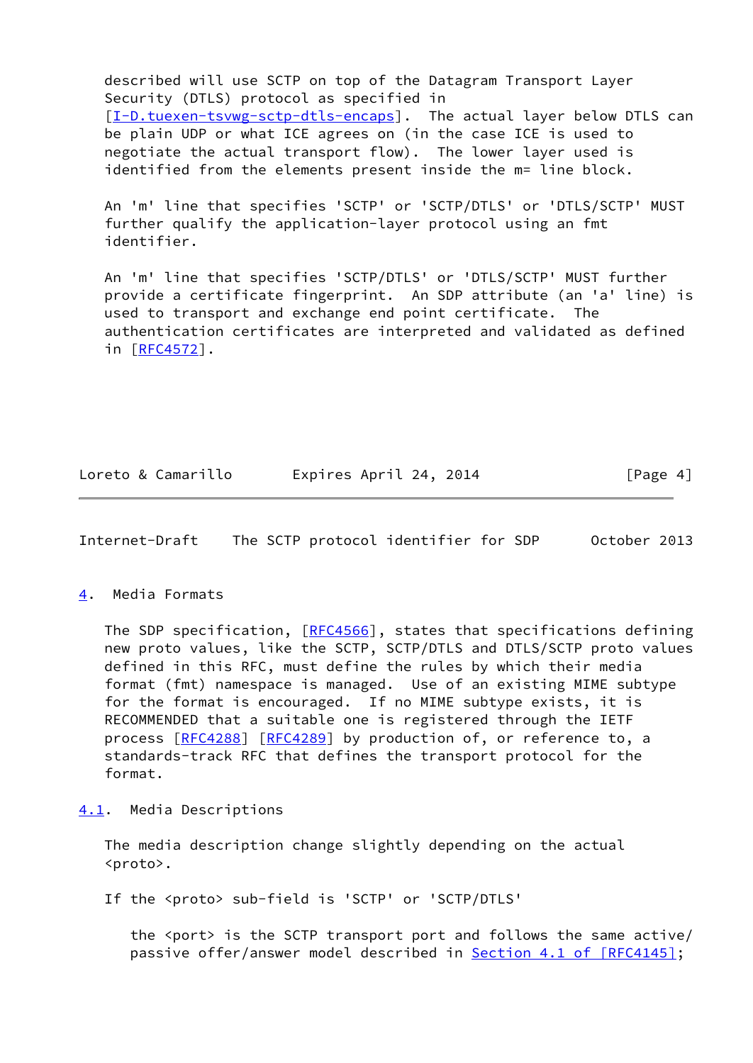described will use SCTP on top of the Datagram Transport Layer Security (DTLS) protocol as specified in [I-D.tuexen-tsvwg-sctp-dtls-encaps]. The actual layer below DTLS can be plain UDP or what ICE agrees on (in the case ICE is used to negotiate the actual transport flow). The lower layer used is identified from the elements present inside the m= line block.

An 'm' line that specifies 'SCTP' or 'SCTP/DTLS' or 'DTLS/SCTP' MUST further qualify the application-layer protocol using an fmt identifier.

An 'm' line that specifies 'SCTP/DTLS' or 'DTLS/SCTP' MUST further provide a certificate fingerprint. An SDP attribute (an 'a' line) is used to transport and exchange end point certificate. The authentication certificates are interpreted and validated as defined in [RFC4572].

## 4. Media Formats

The SDP specification, [RFC4566], states that specifications defining new proto values, like the SCTP, SCTP/DTLS and DTLS/SCTP proto values defined in this RFC, must define the rules by which their media format (fmt) namespace is managed. Use of an existing MIME subtype for the format is encouraged. If no MIME subtype exists, it is RECOMMENDED that a suitable one is registered through the IETF process [RFC4288] [RFC4289] by production of, or reference to, a standards-track RFC that defines the transport protocol for the format.

### 4.1. Media Descriptions

The media description change slightly depending on the actual <proto>.

If the <proto> sub-field is 'SCTP' or 'SCTP/DTLS'

the <port> is the SCTP transport port and follows the same active/passive offer/answer model described in Section 4.1 of [RFC4145];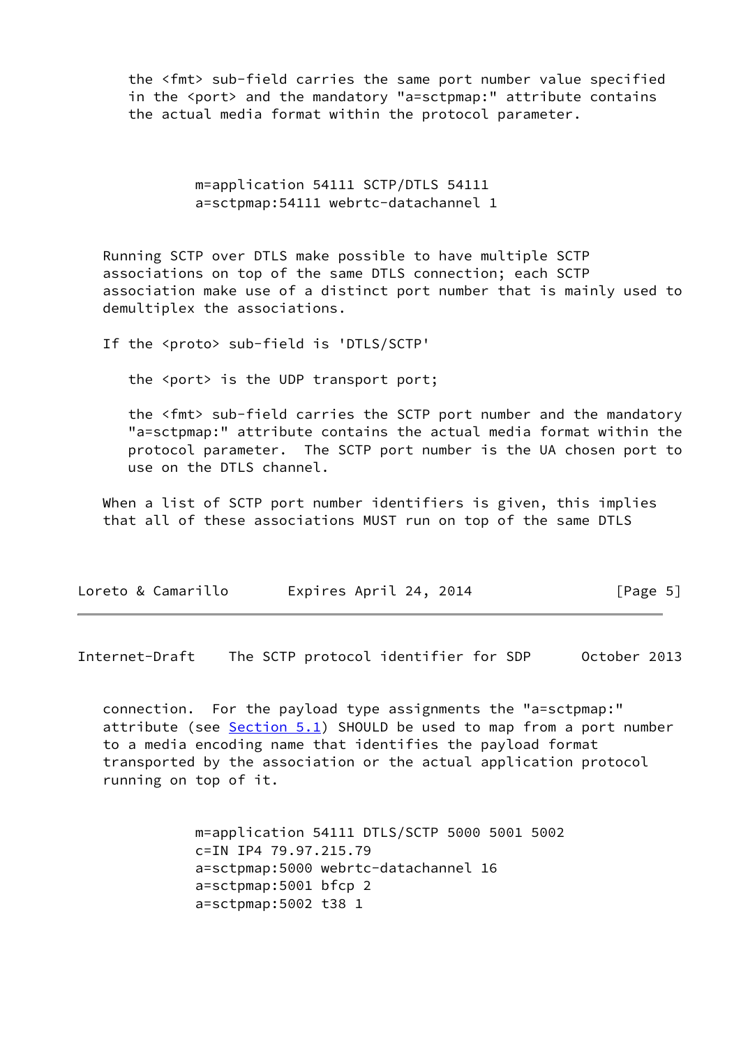the <fmt> sub-field carries the same port number value specified in the <port> and the mandatory "a=sctpmap:" attribute contains the actual media format within the protocol parameter.

```
m=application 54111 SCTP/DTLS 54111
a=sctpmap:54111 webrtc-datachannel 1
```

Running SCTP over DTLS make possible to have multiple SCTP associations on top of the same DTLS connection; each SCTP association make use of a distinct port number that is mainly used to demultiplex the associations.

If the <proto> sub-field is 'DTLS/SCTP'

the <port> is the UDP transport port;

the <fmt> sub-field carries the SCTP port number and the mandatory "a=sctpmap:" attribute contains the actual media format within the protocol parameter. The SCTP port number is the UA chosen port to use on the DTLS channel.

When a list of SCTP port number identifiers is given, this implies that all of these associations MUST run on top of the same DTLS connection. For the payload type assignments the "a=sctpmap:" attribute (see Section 5.1) SHOULD be used to map from a port number to a media encoding name that identifies the payload format transported by the association or the actual application protocol running on top of it.

```
m=application 54111 DTLS/SCTP 5000 5001 5002
c=IN IP4 79.97.215.79
a=sctpmap:5000 webrtc-datachannel 16
a=sctpmap:5001 bfcp 2
a=sctpmap:5002 t38 1
```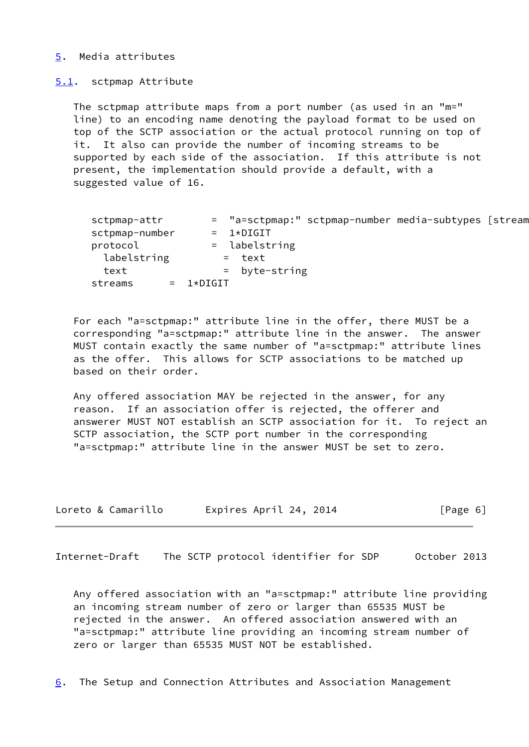## 5. Media attributes

### 5.1. sctpmap Attribute

The sctpmap attribute maps from a port number (as used in an "m=" line) to an encoding name denoting the payload format to be used on top of the SCTP association or the actual protocol running on top of it. It also can provide the number of incoming streams to be supported by each side of the association. If this attribute is not present, the implementation should provide a default, with a suggested value of 16.

```
   sctpmap-attr        =  "a=sctpmap:" sctpmap-number media-subtypes [stream
   sctpmap-number      =  1*DIGIT
   protocol            =  labelstring
     labelstring         =  text
     text                =  byte-string
   streams      =  1*DIGIT
```

For each "a=sctpmap:" attribute line in the offer, there MUST be a corresponding "a=sctpmap:" attribute line in the answer. The answer MUST contain exactly the same number of "a=sctpmap:" attribute lines as the offer. This allows for SCTP associations to be matched up based on their order.

Any offered association MAY be rejected in the answer, for any reason. If an association offer is rejected, the offerer and answerer MUST NOT establish an SCTP association for it. To reject an SCTP association, the SCTP port number in the corresponding "a=sctpmap:" attribute line in the answer MUST be set to zero.

Any offered association with an "a=sctpmap:" attribute line providing an incoming stream number of zero or larger than 65535 MUST be rejected in the answer. An offered association answered with an "a=sctpmap:" attribute line providing an incoming stream number of zero or larger than 65535 MUST NOT be established.

## 6. The Setup and Connection Attributes and Association Management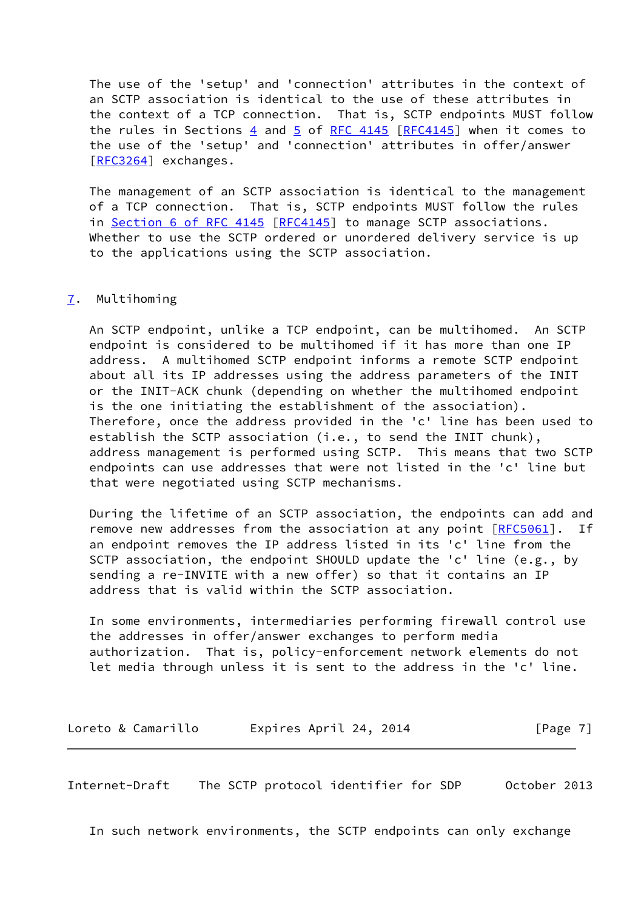The use of the 'setup' and 'connection' attributes in the context of an SCTP association is identical to the use of these attributes in the context of a TCP connection. That is, SCTP endpoints MUST follow the rules in Sections 4 and 5 of RFC 4145 [RFC4145] when it comes to the use of the 'setup' and 'connection' attributes in offer/answer [RFC3264] exchanges.

The management of an SCTP association is identical to the management of a TCP connection. That is, SCTP endpoints MUST follow the rules in Section 6 of RFC 4145 [RFC4145] to manage SCTP associations. Whether to use the SCTP ordered or unordered delivery service is up to the applications using the SCTP association.

## 7. Multihoming

An SCTP endpoint, unlike a TCP endpoint, can be multihomed. An SCTP endpoint is considered to be multihomed if it has more than one IP address. A multihomed SCTP endpoint informs a remote SCTP endpoint about all its IP addresses using the address parameters of the INIT or the INIT-ACK chunk (depending on whether the multihomed endpoint is the one initiating the establishment of the association). Therefore, once the address provided in the 'c' line has been used to establish the SCTP association (i.e., to send the INIT chunk), address management is performed using SCTP. This means that two SCTP endpoints can use addresses that were not listed in the 'c' line but that were negotiated using SCTP mechanisms.

During the lifetime of an SCTP association, the endpoints can add and remove new addresses from the association at any point [RFC5061]. If an endpoint removes the IP address listed in its 'c' line from the SCTP association, the endpoint SHOULD update the 'c' line (e.g., by sending a re-INVITE with a new offer) so that it contains an IP address that is valid within the SCTP association.

In some environments, intermediaries performing firewall control use the addresses in offer/answer exchanges to perform media authorization. That is, policy-enforcement network elements do not let media through unless it is sent to the address in the 'c' line.

In such network environments, the SCTP endpoints can only exchange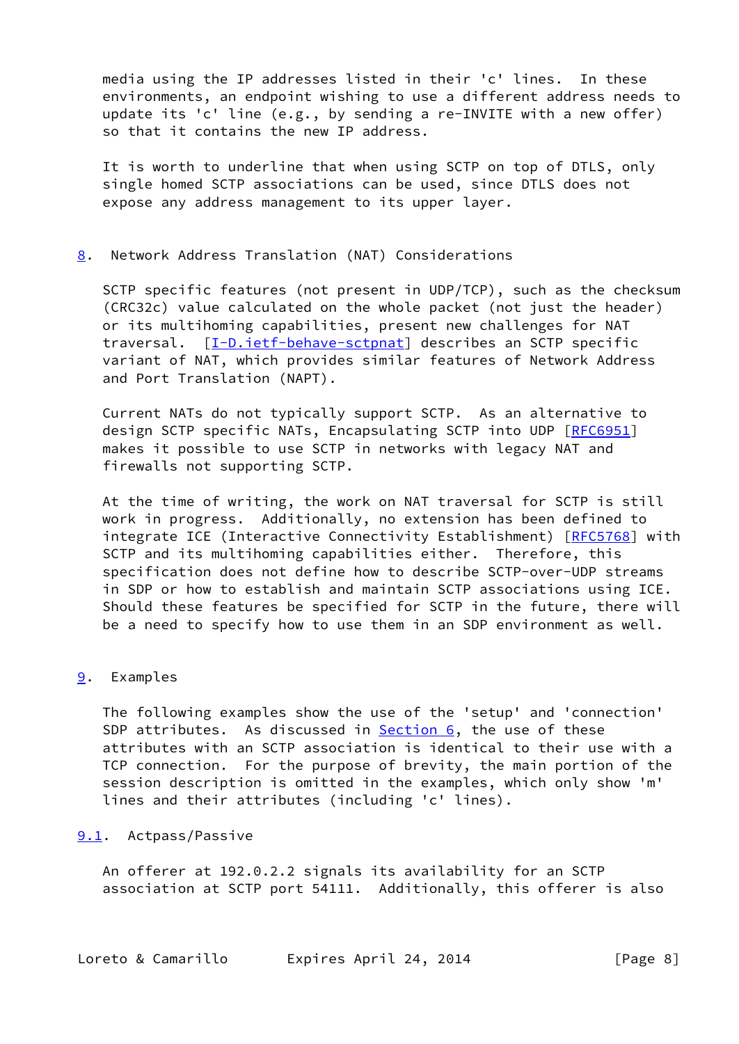media using the IP addresses listed in their 'c' lines. In these environments, an endpoint wishing to use a different address needs to update its 'c' line (e.g., by sending a re-INVITE with a new offer) so that it contains the new IP address.

It is worth to underline that when using SCTP on top of DTLS, only single homed SCTP associations can be used, since DTLS does not expose any address management to its upper layer.

## 8. Network Address Translation (NAT) Considerations

SCTP specific features (not present in UDP/TCP), such as the checksum (CRC32c) value calculated on the whole packet (not just the header) or its multihoming capabilities, present new challenges for NAT traversal. [I-D.ietf-behave-sctpnat] describes an SCTP specific variant of NAT, which provides similar features of Network Address and Port Translation (NAPT).

Current NATs do not typically support SCTP. As an alternative to design SCTP specific NATs, Encapsulating SCTP into UDP [RFC6951] makes it possible to use SCTP in networks with legacy NAT and firewalls not supporting SCTP.

At the time of writing, the work on NAT traversal for SCTP is still work in progress. Additionally, no extension has been defined to integrate ICE (Interactive Connectivity Establishment) [RFC5768] with SCTP and its multihoming capabilities either. Therefore, this specification does not define how to describe SCTP-over-UDP streams in SDP or how to establish and maintain SCTP associations using ICE. Should these features be specified for SCTP in the future, there will be a need to specify how to use them in an SDP environment as well.

## 9. Examples

The following examples show the use of the 'setup' and 'connection' SDP attributes. As discussed in Section 6, the use of these attributes with an SCTP association is identical to their use with a TCP connection. For the purpose of brevity, the main portion of the session description is omitted in the examples, which only show 'm' lines and their attributes (including 'c' lines).

### 9.1. Actpass/Passive

An offerer at 192.0.2.2 signals its availability for an SCTP association at SCTP port 54111. Additionally, this offerer is also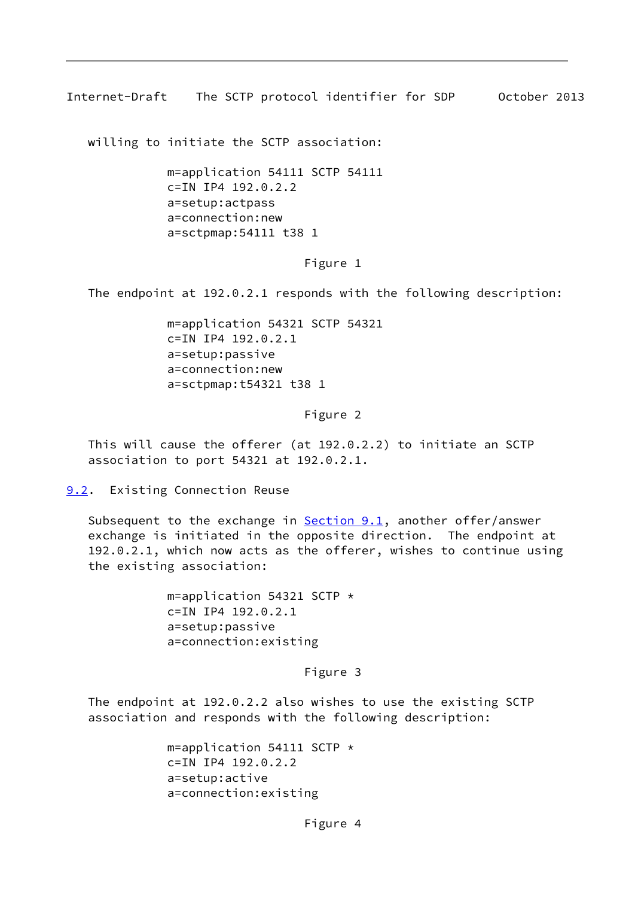willing to initiate the SCTP association:

```
m=application 54111 SCTP 54111
c=IN IP4 192.0.2.2
a=setup:actpass
a=connection:new
a=sctpmap:54111 t38 1
```

Figure 1

The endpoint at 192.0.2.1 responds with the following description:

```
m=application 54321 SCTP 54321
c=IN IP4 192.0.2.1
a=setup:passive
a=connection:new
a=sctpmap:t54321 t38 1
```

Figure 2

This will cause the offerer (at 192.0.2.2) to initiate an SCTP association to port 54321 at 192.0.2.1.

## 9.2. Existing Connection Reuse

Subsequent to the exchange in Section 9.1, another offer/answer exchange is initiated in the opposite direction. The endpoint at 192.0.2.1, which now acts as the offerer, wishes to continue using the existing association:

```
m=application 54321 SCTP *
c=IN IP4 192.0.2.1
a=setup:passive
a=connection:existing
```

Figure 3

The endpoint at 192.0.2.2 also wishes to use the existing SCTP association and responds with the following description:

```
m=application 54111 SCTP *
c=IN IP4 192.0.2.2
a=setup:active
a=connection:existing
```

Figure 4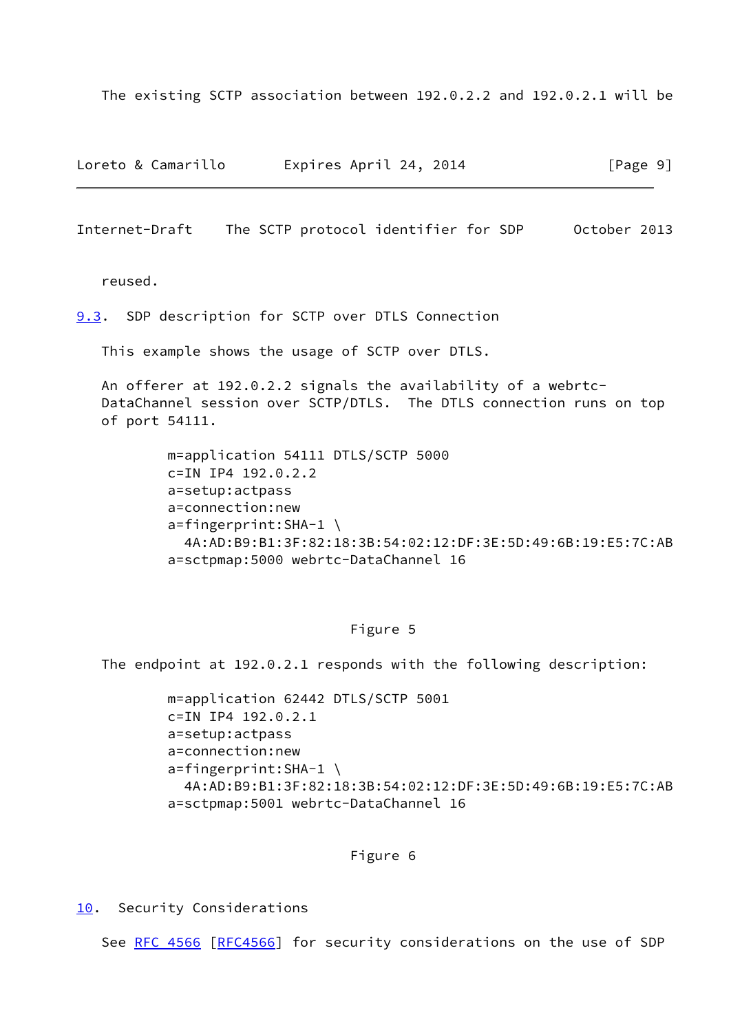The existing SCTP association between 192.0.2.2 and 192.0.2.1 will be reused.

## 9.3. SDP description for SCTP over DTLS Connection

This example shows the usage of SCTP over DTLS.

An offerer at 192.0.2.2 signals the availability of a webrtc-DataChannel session over SCTP/DTLS. The DTLS connection runs on top of port 54111.

```
m=application 54111 DTLS/SCTP 5000
c=IN IP4 192.0.2.2
a=setup:actpass
a=connection:new
a=fingerprint:SHA-1 \
  4A:AD:B9:B1:3F:82:18:3B:54:02:12:DF:3E:5D:49:6B:19:E5:7C:AB
a=sctpmap:5000 webrtc-DataChannel 16
```

Figure 5

The endpoint at 192.0.2.1 responds with the following description:

```
m=application 62442 DTLS/SCTP 5001
c=IN IP4 192.0.2.1
a=setup:actpass
a=connection:new
a=fingerprint:SHA-1 \
  4A:AD:B9:B1:3F:82:18:3B:54:02:12:DF:3E:5D:49:6B:19:E5:7C:AB
a=sctpmap:5001 webrtc-DataChannel 16
```

Figure 6

# 10. Security Considerations

See RFC 4566 [RFC4566] for security considerations on the use of SDP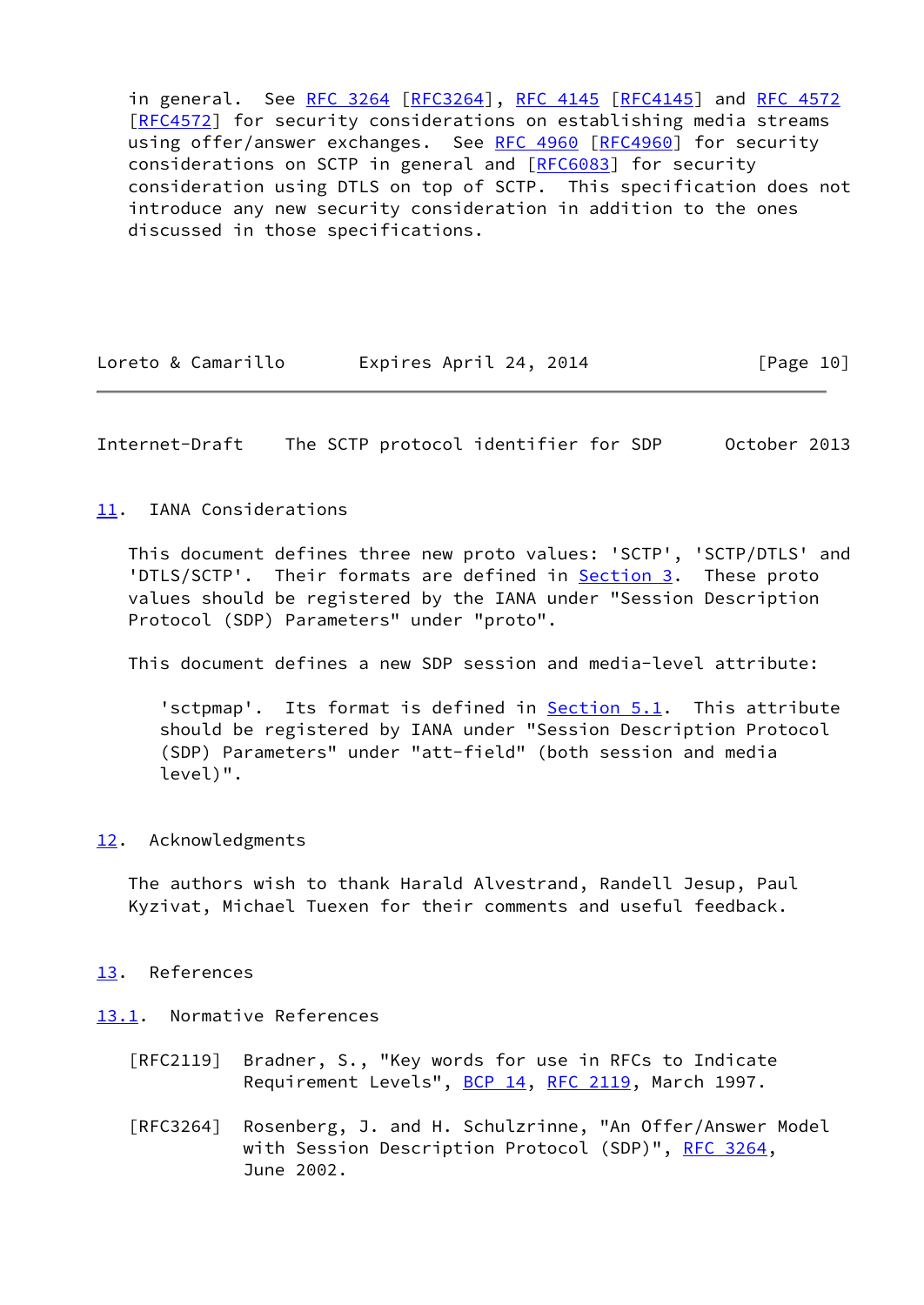in general. See RFC 3264 [RFC3264], RFC 4145 [RFC4145] and RFC 4572 [RFC4572] for security considerations on establishing media streams using offer/answer exchanges. See RFC 4960 [RFC4960] for security considerations on SCTP in general and [RFC6083] for security consideration using DTLS on top of SCTP. This specification does not introduce any new security consideration in addition to the ones discussed in those specifications.

## 11. IANA Considerations

This document defines three new proto values: 'SCTP', 'SCTP/DTLS' and 'DTLS/SCTP'. Their formats are defined in Section 3. These proto values should be registered by the IANA under "Session Description Protocol (SDP) Parameters" under "proto".

This document defines a new SDP session and media-level attribute:

> 'sctpmap'. Its format is defined in Section 5.1. This attribute should be registered by IANA under "Session Description Protocol (SDP) Parameters" under "att-field" (both session and media level)".

## 12. Acknowledgments

The authors wish to thank Harald Alvestrand, Randell Jesup, Paul Kyzivat, Michael Tuexen for their comments and useful feedback.

## 13. References

### 13.1. Normative References

[RFC2119] Bradner, S., "Key words for use in RFCs to Indicate Requirement Levels", BCP 14, RFC 2119, March 1997.

[RFC3264] Rosenberg, J. and H. Schulzrinne, "An Offer/Answer Model with Session Description Protocol (SDP)", RFC 3264, June 2002.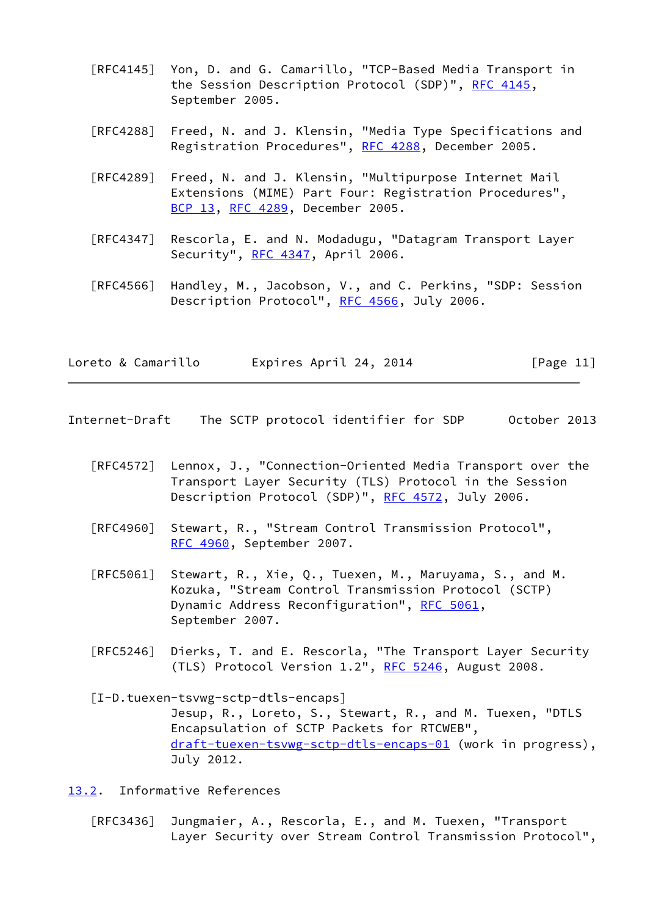[RFC4145] Yon, D. and G. Camarillo, "TCP-Based Media Transport in the Session Description Protocol (SDP)", RFC 4145, September 2005.

[RFC4288] Freed, N. and J. Klensin, "Media Type Specifications and Registration Procedures", RFC 4288, December 2005.

[RFC4289] Freed, N. and J. Klensin, "Multipurpose Internet Mail Extensions (MIME) Part Four: Registration Procedures", BCP 13, RFC 4289, December 2005.

[RFC4347] Rescorla, E. and N. Modadugu, "Datagram Transport Layer Security", RFC 4347, April 2006.

[RFC4566] Handley, M., Jacobson, V., and C. Perkins, "SDP: Session Description Protocol", RFC 4566, July 2006.

[RFC4572] Lennox, J., "Connection-Oriented Media Transport over the Transport Layer Security (TLS) Protocol in the Session Description Protocol (SDP)", RFC 4572, July 2006.

[RFC4960] Stewart, R., "Stream Control Transmission Protocol", RFC 4960, September 2007.

[RFC5061] Stewart, R., Xie, Q., Tuexen, M., Maruyama, S., and M. Kozuka, "Stream Control Transmission Protocol (SCTP) Dynamic Address Reconfiguration", RFC 5061, September 2007.

[RFC5246] Dierks, T. and E. Rescorla, "The Transport Layer Security (TLS) Protocol Version 1.2", RFC 5246, August 2008.

[I-D.tuexen-tsvwg-sctp-dtls-encaps] Jesup, R., Loreto, S., Stewart, R., and M. Tuexen, "DTLS Encapsulation of SCTP Packets for RTCWEB", draft-tuexen-tsvwg-sctp-dtls-encaps-01 (work in progress), July 2012.

## 13.2. Informative References

[RFC3436] Jungmaier, A., Rescorla, E., and M. Tuexen, "Transport Layer Security over Stream Control Transmission Protocol",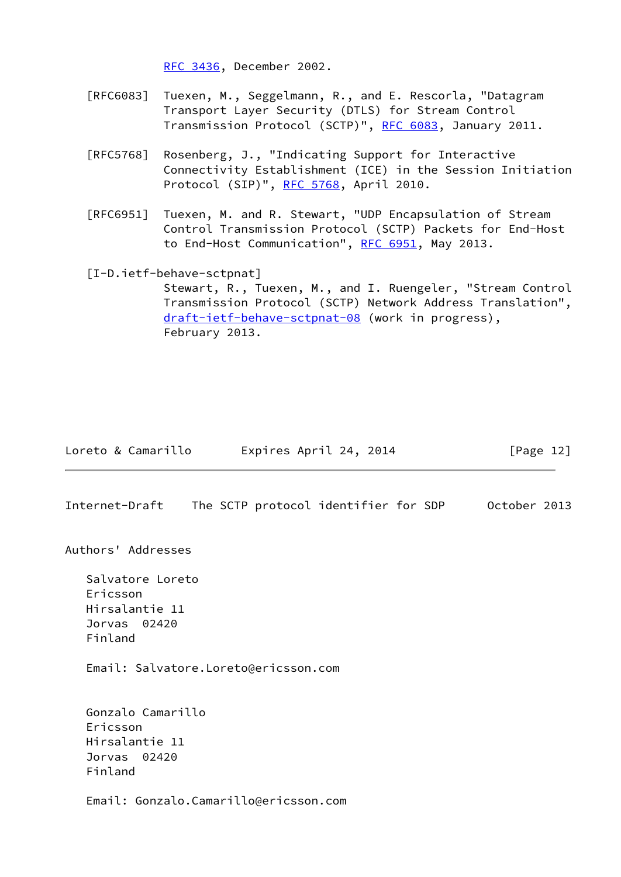RFC 3436, December 2002.

[RFC6083] Tuexen, M., Seggelmann, R., and E. Rescorla, "Datagram Transport Layer Security (DTLS) for Stream Control Transmission Protocol (SCTP)", RFC 6083, January 2011.

[RFC5768] Rosenberg, J., "Indicating Support for Interactive Connectivity Establishment (ICE) in the Session Initiation Protocol (SIP)", RFC 5768, April 2010.

[RFC6951] Tuexen, M. and R. Stewart, "UDP Encapsulation of Stream Control Transmission Protocol (SCTP) Packets for End-Host to End-Host Communication", RFC 6951, May 2013.

[I-D.ietf-behave-sctpnat]
Stewart, R., Tuexen, M., and I. Ruengeler, "Stream Control Transmission Protocol (SCTP) Network Address Translation", draft-ietf-behave-sctpnat-08 (work in progress), February 2013.

# Authors' Addresses

Salvatore Loreto
Ericsson
Hirsalantie 11
Jorvas 02420
Finland

Email: Salvatore.Loreto@ericsson.com

Gonzalo Camarillo
Ericsson
Hirsalantie 11
Jorvas 02420
Finland

Email: Gonzalo.Camarillo@ericsson.com